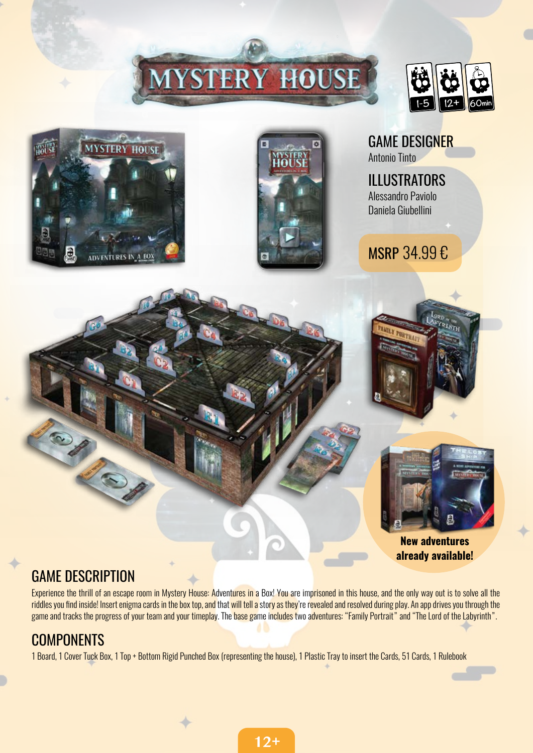# MYSTERY HOUSE

1-5 | 12+ | 60min

## GAME DESIGNER
Antonio Tinto

## ILLUSTRATORS
Alessandro Paviolo
Daniela Giubellini

MSRP 34.99 €

**New adventures already available!**

## GAME DESCRIPTION

Experience the thrill of an escape room in Mystery House: Adventures in a Box! You are imprisoned in this house, and the only way out is to solve all the riddles you find inside! Insert enigma cards in the box top, and that will tell a story as they're revealed and resolved during play. An app drives you through the game and tracks the progress of your team and your timeplay. The base game includes two adventures: "Family Portrait" and "The Lord of the Labyrinth".

## COMPONENTS

1 Board, 1 Cover Tuck Box, 1 Top + Bottom Rigid Punched Box (representing the house), 1 Plastic Tray to insert the Cards, 51 Cards, 1 Rulebook

12+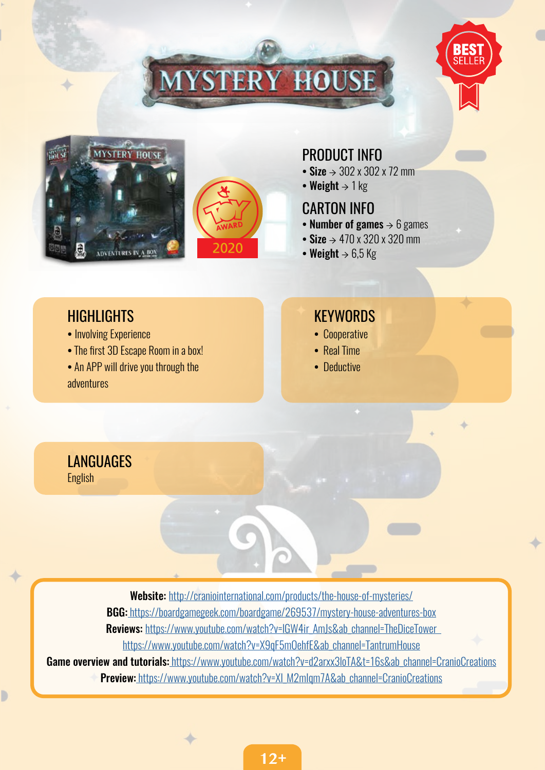# MYSTERY HOUSE

BEST SELLER

TOY AWARD 2020

## PRODUCT INFO

- **Size** → 302 x 302 x 72 mm
- **Weight** → 1 kg

## CARTON INFO

- **Number of games** → 6 games
- **Size** → 470 x 320 x 320 mm
- **Weight** → 6,5 Kg

## HIGHLIGHTS

- Involving Experience
- The first 3D Escape Room in a box!
- An APP will drive you through the adventures

## KEYWORDS

- Cooperative
- Real Time
- Deductive

## LANGUAGES

English

**Website:** http://craniointernational.com/products/the-house-of-mysteries/
**BGG:** https://boardgamegeek.com/boardgame/269537/mystery-house-adventures-box
**Reviews:** https://www.youtube.com/watch?v=lGW4ir_AmJs&ab_channel=TheDiceTower_
https://www.youtube.com/watch?v=X9qF5mOehfE&ab_channel=TantrumHouse
**Game overview and tutorials:** https://www.youtube.com/watch?v=d2arxx3loTA&t=16s&ab_channel=CranioCreations
**Preview:** https://www.youtube.com/watch?v=XI_M2mlqm7A&ab_channel=CranioCreations

12+